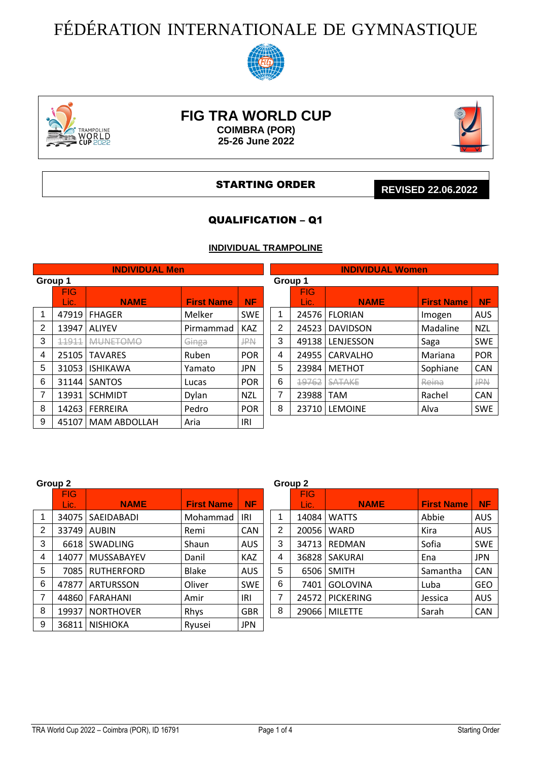# FÉDÉRATION INTERNATIONALE DE GYMNASTIQUE

## FIG TRA WORLD CUP

**COIMBRA (POR)**
**25-26 June 2022**

**STARTING ORDER** — **REVISED 22.06.2022**

## QUALIFICATION – Q1

### INDIVIDUAL TRAMPOLINE

**INDIVIDUAL Men**

Group 1

| | FIG Lic. | NAME | First Name | NF |
|---|---|---|---|---|
| 1 | 47919 | FHAGER | Melker | SWE |
| 2 | 13947 | ALIYEV | Pirmammad | KAZ |
| 3 | ~~11911~~ | ~~MUNETOMO~~ | ~~Ginga~~ | ~~JPN~~ |
| 4 | 25105 | TAVARES | Ruben | POR |
| 5 | 31053 | ISHIKAWA | Yamato | JPN |
| 6 | 31144 | SANTOS | Lucas | POR |
| 7 | 13931 | SCHMIDT | Dylan | NZL |
| 8 | 14263 | FERREIRA | Pedro | POR |
| 9 | 45107 | MAM ABDOLLAH | Aria | IRI |

Group 2

| | FIG Lic. | NAME | First Name | NF |
|---|---|---|---|---|
| 1 | 34075 | SAEIDABADI | Mohammad | IRI |
| 2 | 33749 | AUBIN | Remi | CAN |
| 3 | 6618 | SWADLING | Shaun | AUS |
| 4 | 14077 | MUSSABAYEV | Danil | KAZ |
| 5 | 7085 | RUTHERFORD | Blake | AUS |
| 6 | 47877 | ARTURSSON | Oliver | SWE |
| 7 | 44860 | FARAHANI | Amir | IRI |
| 8 | 19937 | NORTHOVER | Rhys | GBR |
| 9 | 36811 | NISHIOKA | Ryusei | JPN |

**INDIVIDUAL Women**

Group 1

| | FIG Lic. | NAME | First Name | NF |
|---|---|---|---|---|
| 1 | 24576 | FLORIAN | Imogen | AUS |
| 2 | 24523 | DAVIDSON | Madaline | NZL |
| 3 | 49138 | LENJESSON | Saga | SWE |
| 4 | 24955 | CARVALHO | Mariana | POR |
| 5 | 23984 | METHOT | Sophiane | CAN |
| 6 | ~~19762~~ | ~~SATAKE~~ | ~~Reina~~ | ~~JPN~~ |
| 7 | 23988 | TAM | Rachel | CAN |
| 8 | 23710 | LEMOINE | Alva | SWE |

Group 2

| | FIG Lic. | NAME | First Name | NF |
|---|---|---|---|---|
| 1 | 14084 | WATTS | Abbie | AUS |
| 2 | 20056 | WARD | Kira | AUS |
| 3 | 34713 | REDMAN | Sofia | SWE |
| 4 | 36828 | SAKURAI | Ena | JPN |
| 5 | 6506 | SMITH | Samantha | CAN |
| 6 | 7401 | GOLOVINA | Luba | GEO |
| 7 | 24572 | PICKERING | Jessica | AUS |
| 8 | 29066 | MILETTE | Sarah | CAN |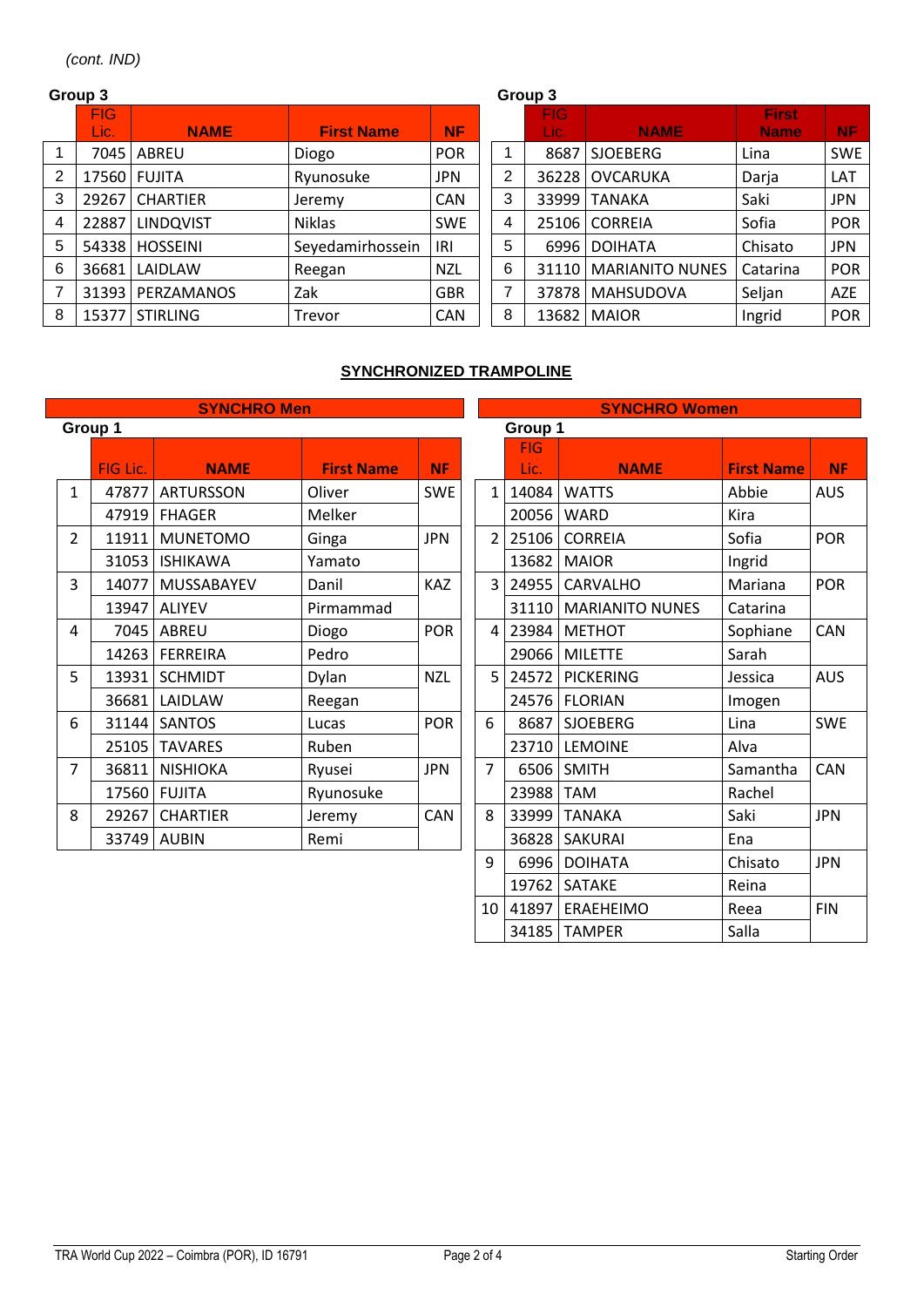*(cont. IND)*

**Group 3**

| | FIG Lic. | NAME | First Name | NF |
|---|---|---|---|---|
| 1 | 7045 | ABREU | Diogo | POR |
| 2 | 17560 | FUJITA | Ryunosuke | JPN |
| 3 | 29267 | CHARTIER | Jeremy | CAN |
| 4 | 22887 | LINDQVIST | Niklas | SWE |
| 5 | 54338 | HOSSEINI | Seyedamirhossein | IRI |
| 6 | 36681 | LAIDLAW | Reegan | NZL |
| 7 | 31393 | PERZAMANOS | Zak | GBR |
| 8 | 15377 | STIRLING | Trevor | CAN |

**Group 3**

| | FIG Lic. | NAME | First Name | NF |
|---|---|---|---|---|
| 1 | 8687 | SJOEBERG | Lina | SWE |
| 2 | 36228 | OVCARUKA | Darja | LAT |
| 3 | 33999 | TANAKA | Saki | JPN |
| 4 | 25106 | CORREIA | Sofia | POR |
| 5 | 6996 | DOIHATA | Chisato | JPN |
| 6 | 31110 | MARIANITO NUNES | Catarina | POR |
| 7 | 37878 | MAHSUDOVA | Seljan | AZE |
| 8 | 13682 | MAIOR | Ingrid | POR |

## SYNCHRONIZED TRAMPOLINE

### SYNCHRO Men

**Group 1**

| | FIG Lic. | NAME | First Name | NF |
|---|---|---|---|---|
| 1 | 47877 | ARTURSSON | Oliver | SWE |
| | 47919 | FHAGER | Melker | |
| 2 | 11911 | MUNETOMO | Ginga | JPN |
| | 31053 | ISHIKAWA | Yamato | |
| 3 | 14077 | MUSSABAYEV | Danil | KAZ |
| | 13947 | ALIYEV | Pirmammad | |
| 4 | 7045 | ABREU | Diogo | POR |
| | 14263 | FERREIRA | Pedro | |
| 5 | 13931 | SCHMIDT | Dylan | NZL |
| | 36681 | LAIDLAW | Reegan | |
| 6 | 31144 | SANTOS | Lucas | POR |
| | 25105 | TAVARES | Ruben | |
| 7 | 36811 | NISHIOKA | Ryusei | JPN |
| | 17560 | FUJITA | Ryunosuke | |
| 8 | 29267 | CHARTIER | Jeremy | CAN |
| | 33749 | AUBIN | Remi | |

### SYNCHRO Women

**Group 1**

| | FIG Lic. | NAME | First Name | NF |
|---|---|---|---|---|
| 1 | 14084 | WATTS | Abbie | AUS |
| | 20056 | WARD | Kira | |
| 2 | 25106 | CORREIA | Sofia | POR |
| | 13682 | MAIOR | Ingrid | |
| 3 | 24955 | CARVALHO | Mariana | POR |
| | 31110 | MARIANITO NUNES | Catarina | |
| 4 | 23984 | METHOT | Sophiane | CAN |
| | 29066 | MILETTE | Sarah | |
| 5 | 24572 | PICKERING | Jessica | AUS |
| | 24576 | FLORIAN | Imogen | |
| 6 | 8687 | SJOEBERG | Lina | SWE |
| | 23710 | LEMOINE | Alva | |
| 7 | 6506 | SMITH | Samantha | CAN |
| | 23988 | TAM | Rachel | |
| 8 | 33999 | TANAKA | Saki | JPN |
| | 36828 | SAKURAI | Ena | |
| 9 | 6996 | DOIHATA | Chisato | JPN |
| | 19762 | SATAKE | Reina | |
| 10 | 41897 | ERAEHEIMO | Reea | FIN |
| | 34185 | TAMPER | Salla | |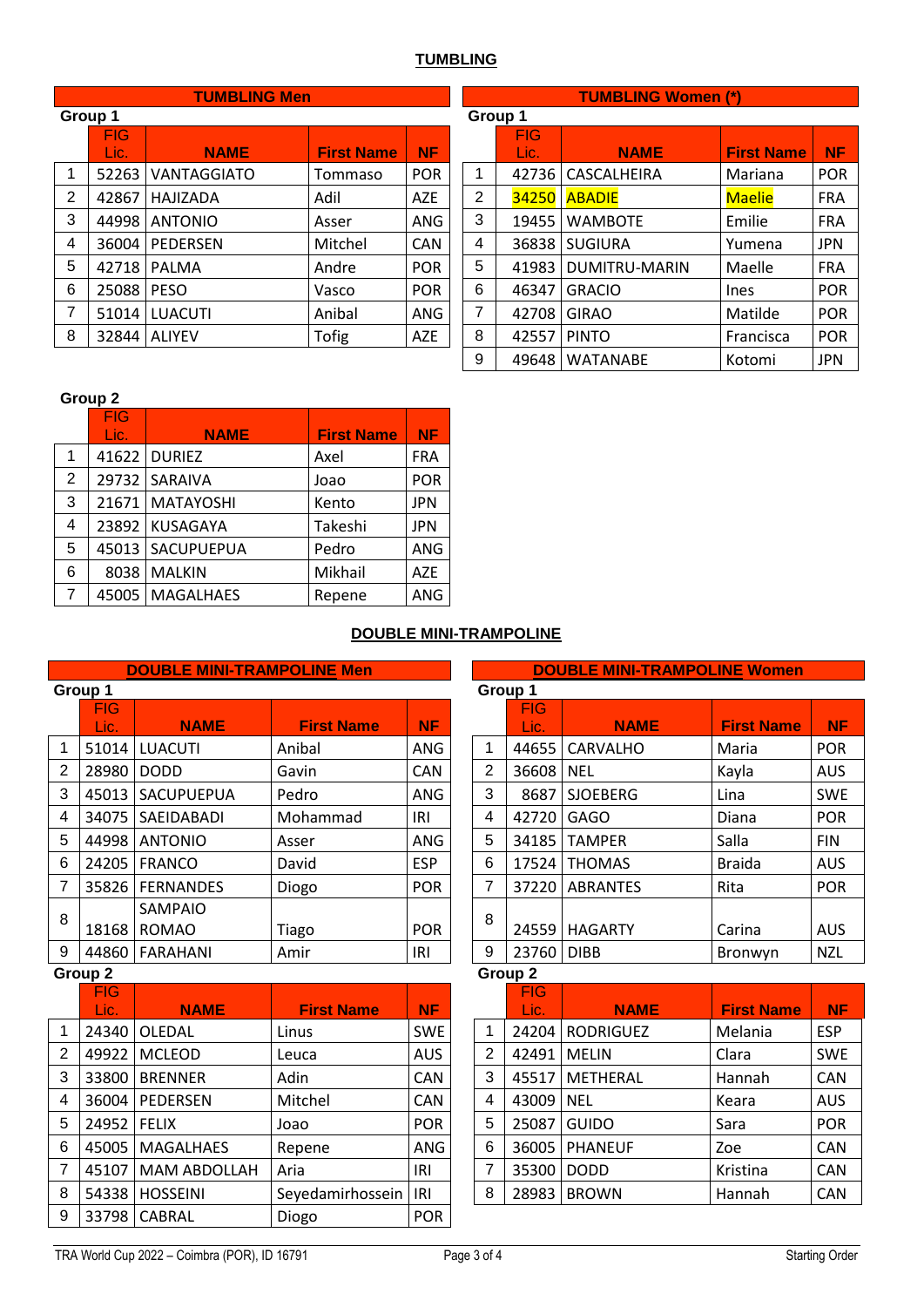# TUMBLING

## TUMBLING Men

**Group 1**

| | FIG Lic. | NAME | First Name | NF |
|---|---|---|---|---|
| 1 | 52263 | VANTAGGIATO | Tommaso | POR |
| 2 | 42867 | HAJIZADA | Adil | AZE |
| 3 | 44998 | ANTONIO | Asser | ANG |
| 4 | 36004 | PEDERSEN | Mitchel | CAN |
| 5 | 42718 | PALMA | Andre | POR |
| 6 | 25088 | PESO | Vasco | POR |
| 7 | 51014 | LUACUTI | Anibal | ANG |
| 8 | 32844 | ALIYEV | Tofig | AZE |

**Group 2**

| | FIG Lic. | NAME | First Name | NF |
|---|---|---|---|---|
| 1 | 41622 | DURIEZ | Axel | FRA |
| 2 | 29732 | SARAIVA | Joao | POR |
| 3 | 21671 | MATAYOSHI | Kento | JPN |
| 4 | 23892 | KUSAGAYA | Takeshi | JPN |
| 5 | 45013 | SACUPUEPUA | Pedro | ANG |
| 6 | 8038 | MALKIN | Mikhail | AZE |
| 7 | 45005 | MAGALHAES | Repene | ANG |

## TUMBLING Women (*)

**Group 1**

| | FIG Lic. | NAME | First Name | NF |
|---|---|---|---|---|
| 1 | 42736 | CASCALHEIRA | Mariana | POR |
| 2 | 34250 | ABADIE | Maelie | FRA |
| 3 | 19455 | WAMBOTE | Emilie | FRA |
| 4 | 36838 | SUGIURA | Yumena | JPN |
| 5 | 41983 | DUMITRU-MARIN | Maelle | FRA |
| 6 | 46347 | GRACIO | Ines | POR |
| 7 | 42708 | GIRAO | Matilde | POR |
| 8 | 42557 | PINTO | Francisca | POR |
| 9 | 49648 | WATANABE | Kotomi | JPN |

# DOUBLE MINI-TRAMPOLINE

## DOUBLE MINI-TRAMPOLINE Men

**Group 1**

| | FIG Lic. | NAME | First Name | NF |
|---|---|---|---|---|
| 1 | 51014 | LUACUTI | Anibal | ANG |
| 2 | 28980 | DODD | Gavin | CAN |
| 3 | 45013 | SACUPUEPUA | Pedro | ANG |
| 4 | 34075 | SAEIDABADI | Mohammad | IRI |
| 5 | 44998 | ANTONIO | Asser | ANG |
| 6 | 24205 | FRANCO | David | ESP |
| 7 | 35826 | FERNANDES | Diogo | POR |
| 8 | 18168 | SAMPAIO ROMAO | Tiago | POR |
| 9 | 44860 | FARAHANI | Amir | IRI |

**Group 2**

| | FIG Lic. | NAME | First Name | NF |
|---|---|---|---|---|
| 1 | 24340 | OLEDAL | Linus | SWE |
| 2 | 49922 | MCLEOD | Leuca | AUS |
| 3 | 33800 | BRENNER | Adin | CAN |
| 4 | 36004 | PEDERSEN | Mitchel | CAN |
| 5 | 24952 | FELIX | Joao | POR |
| 6 | 45005 | MAGALHAES | Repene | ANG |
| 7 | 45107 | MAM ABDOLLAH | Aria | IRI |
| 8 | 54338 | HOSSEINI | Seyedamirhossein | IRI |
| 9 | 33798 | CABRAL | Diogo | POR |

## DOUBLE MINI-TRAMPOLINE Women

**Group 1**

| | FIG Lic. | NAME | First Name | NF |
|---|---|---|---|---|
| 1 | 44655 | CARVALHO | Maria | POR |
| 2 | 36608 | NEL | Kayla | AUS |
| 3 | 8687 | SJOEBERG | Lina | SWE |
| 4 | 42720 | GAGO | Diana | POR |
| 5 | 34185 | TAMPER | Salla | FIN |
| 6 | 17524 | THOMAS | Braida | AUS |
| 7 | 37220 | ABRANTES | Rita | POR |
| 8 | 24559 | HAGARTY | Carina | AUS |
| 9 | 23760 | DIBB | Bronwyn | NZL |

**Group 2**

| | FIG Lic. | NAME | First Name | NF |
|---|---|---|---|---|
| 1 | 24204 | RODRIGUEZ | Melania | ESP |
| 2 | 42491 | MELIN | Clara | SWE |
| 3 | 45517 | METHERAL | Hannah | CAN |
| 4 | 43009 | NEL | Keara | AUS |
| 5 | 25087 | GUIDO | Sara | POR |
| 6 | 36005 | PHANEUF | Zoe | CAN |
| 7 | 35300 | DODD | Kristina | CAN |
| 8 | 28983 | BROWN | Hannah | CAN |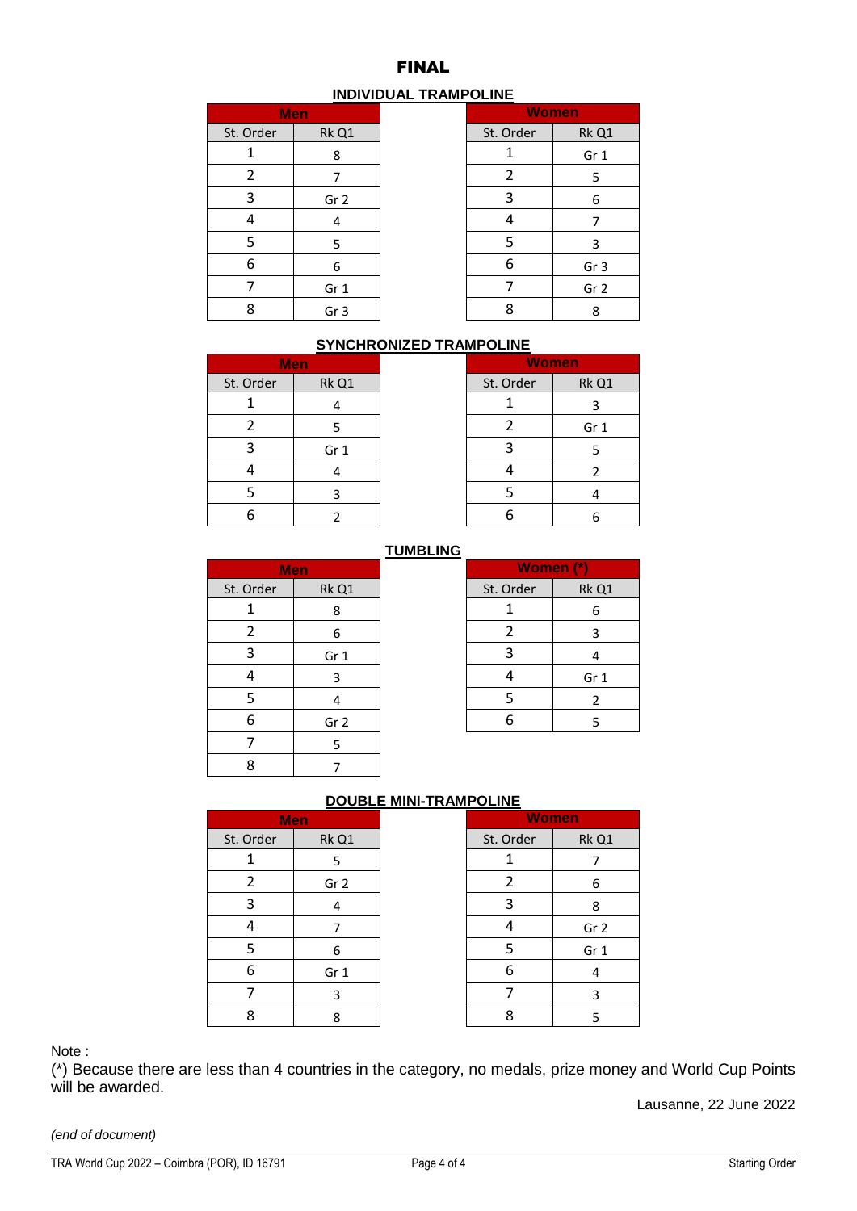# FINAL

## INDIVIDUAL TRAMPOLINE

| Men | | Women | |
|---|---|---|---|
| St. Order | Rk Q1 | St. Order | Rk Q1 |
| 1 | 8 | 1 | Gr 1 |
| 2 | 7 | 2 | 5 |
| 3 | Gr 2 | 3 | 6 |
| 4 | 4 | 4 | 7 |
| 5 | 5 | 5 | 3 |
| 6 | 6 | 6 | Gr 3 |
| 7 | Gr 1 | 7 | Gr 2 |
| 8 | Gr 3 | 8 | 8 |

## SYNCHRONIZED TRAMPOLINE

| Men | | Women | |
|---|---|---|---|
| St. Order | Rk Q1 | St. Order | Rk Q1 |
| 1 | 4 | 1 | 3 |
| 2 | 5 | 2 | Gr 1 |
| 3 | Gr 1 | 3 | 5 |
| 4 | 4 | 4 | 2 |
| 5 | 3 | 5 | 4 |
| 6 | 2 | 6 | 6 |

## TUMBLING

| Men | | Women (*) | |
|---|---|---|---|
| St. Order | Rk Q1 | St. Order | Rk Q1 |
| 1 | 8 | 1 | 6 |
| 2 | 6 | 2 | 3 |
| 3 | Gr 1 | 3 | 4 |
| 4 | 3 | 4 | Gr 1 |
| 5 | 4 | 5 | 2 |
| 6 | Gr 2 | 6 | 5 |
| 7 | 5 | | |
| 8 | 7 | | |

## DOUBLE MINI-TRAMPOLINE

| Men | | Women | |
|---|---|---|---|
| St. Order | Rk Q1 | St. Order | Rk Q1 |
| 1 | 5 | 1 | 7 |
| 2 | Gr 2 | 2 | 6 |
| 3 | 4 | 3 | 8 |
| 4 | 7 | 4 | Gr 2 |
| 5 | 6 | 5 | Gr 1 |
| 6 | Gr 1 | 6 | 4 |
| 7 | 3 | 7 | 3 |
| 8 | 8 | 8 | 5 |

Note :
(*) Because there are less than 4 countries in the category, no medals, prize money and World Cup Points will be awarded.

Lausanne, 22 June 2022

*(end of document)*